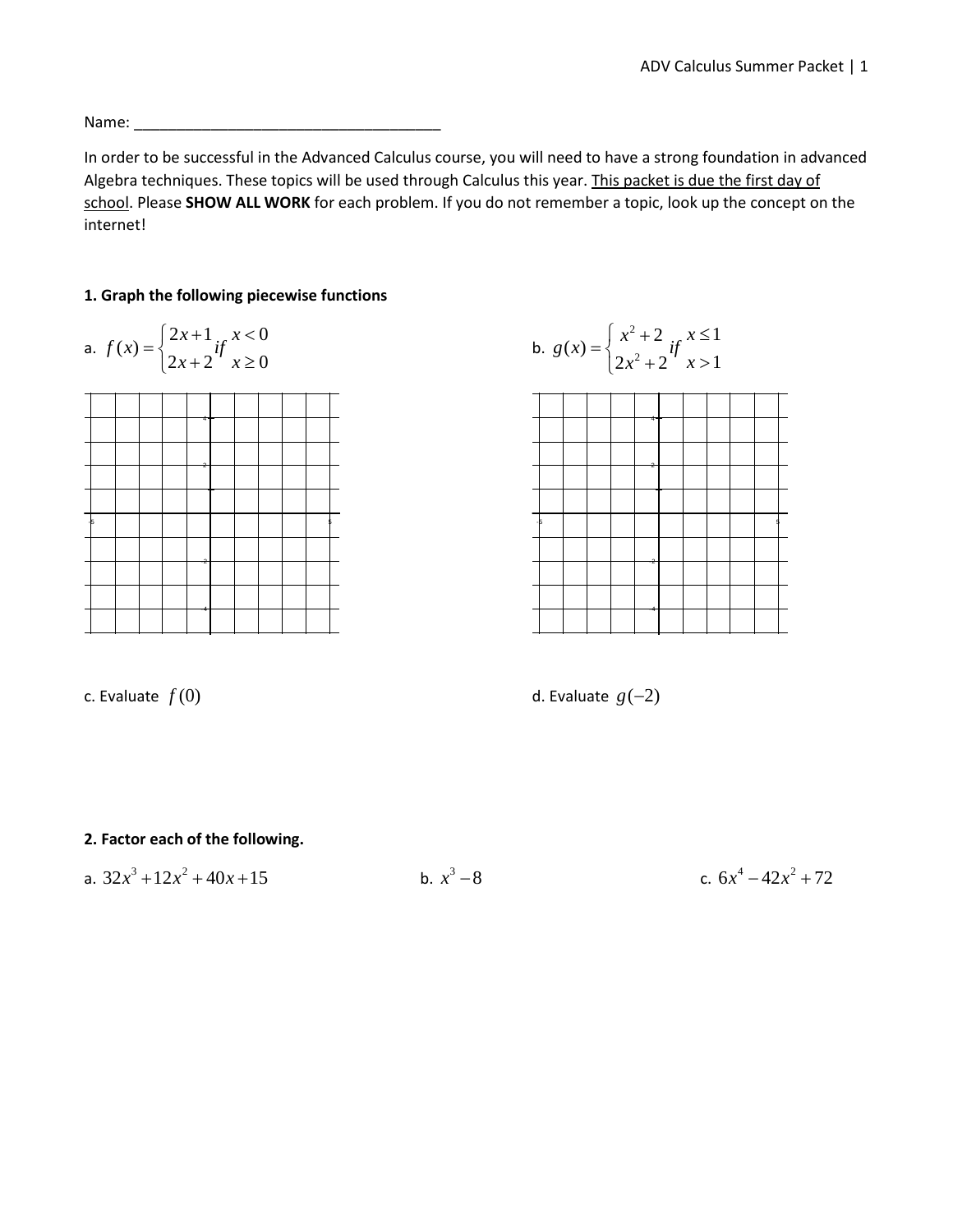Name: ______________________________________

In order to be successful in the Advanced Calculus course, you will need to have a strong foundation in advanced Algebra techniques. These topics will be used through Calculus this year. <u>This packet is due the first day of school</u>. Please **SHOW ALL WORK** for each problem. If you do not remember a topic, look up the concept on the internet!

**1. Graph the following piecewise functions**

a. $f(x) = \begin{cases} 2x+1 & \text{if } x < 0 \\ 2x+2 & \text{if } x \geq 0 \end{cases}$

b. $g(x) = \begin{cases} x^2+2 & \text{if } x \leq 1 \\ 2x^2+2 & \text{if } x > 1 \end{cases}$

c. Evaluate $f(0)$

d. Evaluate $g(-2)$

**2. Factor each of the following.**

a. $32x^3 + 12x^2 + 40x + 15$

b. $x^3 - 8$

c. $6x^4 - 42x^2 + 72$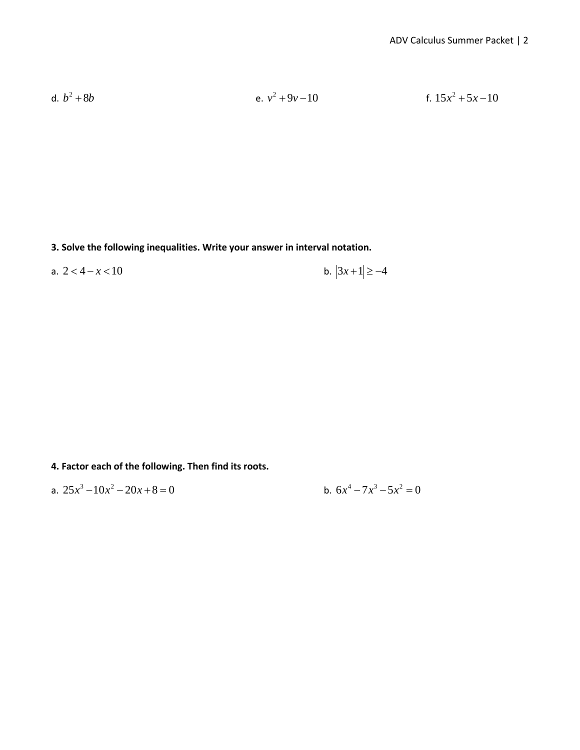d. $b^2 + 8b$

e. $v^2 + 9v - 10$

f. $15x^2 + 5x - 10$

**3. Solve the following inequalities. Write your answer in interval notation.**

a. $2 < 4 - x < 10$

b. $|3x + 1| \geq -4$

**4. Factor each of the following. Then find its roots.**

a. $25x^3 - 10x^2 - 20x + 8 = 0$

b. $6x^4 - 7x^3 - 5x^2 = 0$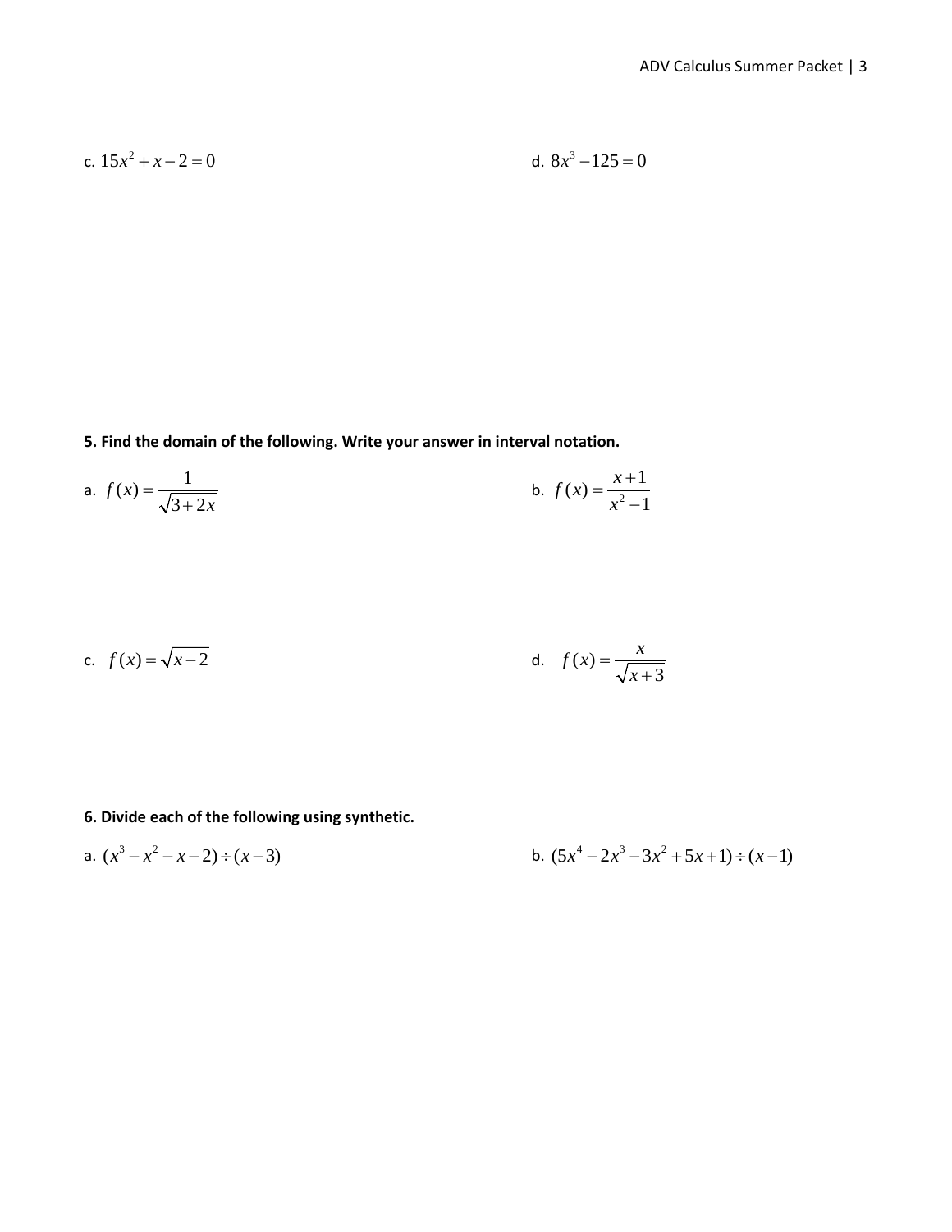c. $15x^2 + x - 2 = 0$

d. $8x^3 - 125 = 0$

**5. Find the domain of the following. Write your answer in interval notation.**

a. $f(x) = \dfrac{1}{\sqrt{3+2x}}$

b. $f(x) = \dfrac{x+1}{x^2 - 1}$

c. $f(x) = \sqrt{x-2}$

d. $f(x) = \dfrac{x}{\sqrt{x+3}}$

**6. Divide each of the following using synthetic.**

a. $(x^3 - x^2 - x - 2) \div (x - 3)$

b. $(5x^4 - 2x^3 - 3x^2 + 5x + 1) \div (x - 1)$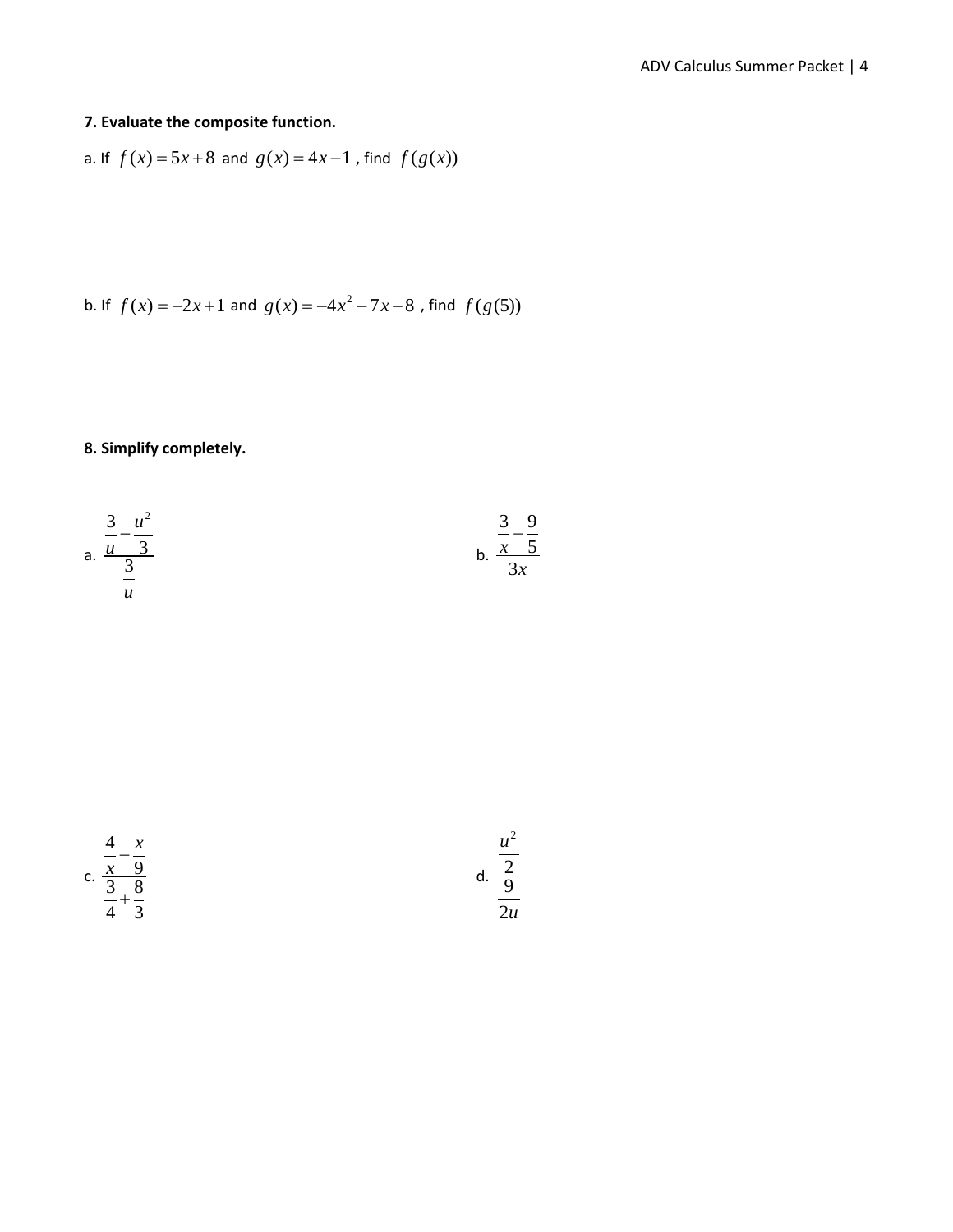**7. Evaluate the composite function.**

a. If $f(x) = 5x + 8$ and $g(x) = 4x - 1$, find $f(g(x))$

b. If $f(x) = -2x + 1$ and $g(x) = -4x^2 - 7x - 8$, find $f(g(5))$

**8. Simplify completely.**

a. $\dfrac{\dfrac{3}{u} - \dfrac{u^2}{3}}{\dfrac{3}{u}}$

b. $\dfrac{\dfrac{3}{x} - \dfrac{9}{5}}{3x}$

c. $\dfrac{\dfrac{4}{x} - \dfrac{x}{9}}{\dfrac{3}{4} + \dfrac{8}{3}}$

d. $\dfrac{\dfrac{u^2}{2}}{\dfrac{9}{2u}}$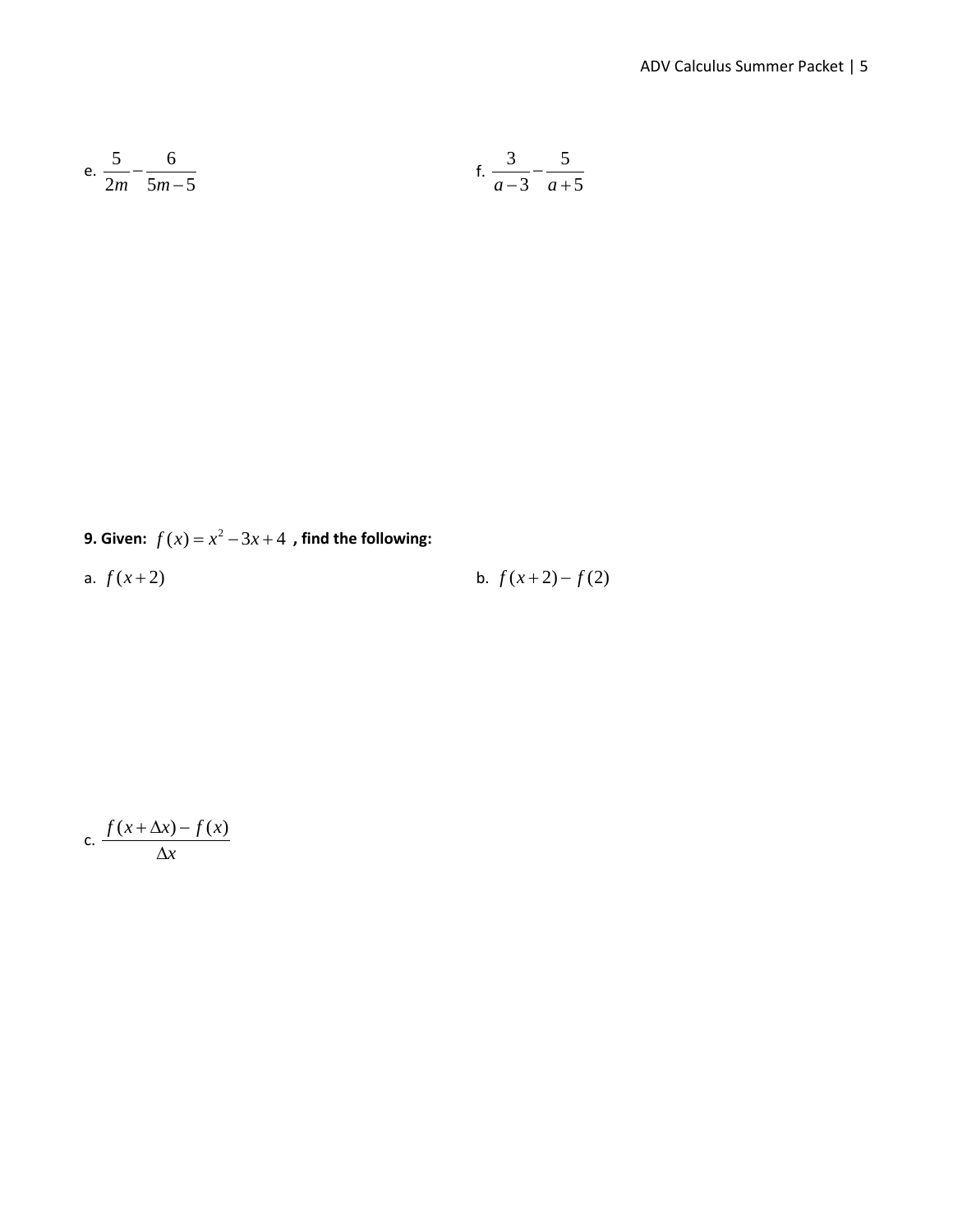e. $\frac{5}{2m} - \frac{6}{5m-5}$

f. $\frac{3}{a-3} - \frac{5}{a+5}$

**9. Given:** $f(x) = x^2 - 3x + 4$ **, find the following:**

a. $f(x+2)$

b. $f(x+2) - f(2)$

c. $\frac{f(x+\Delta x) - f(x)}{\Delta x}$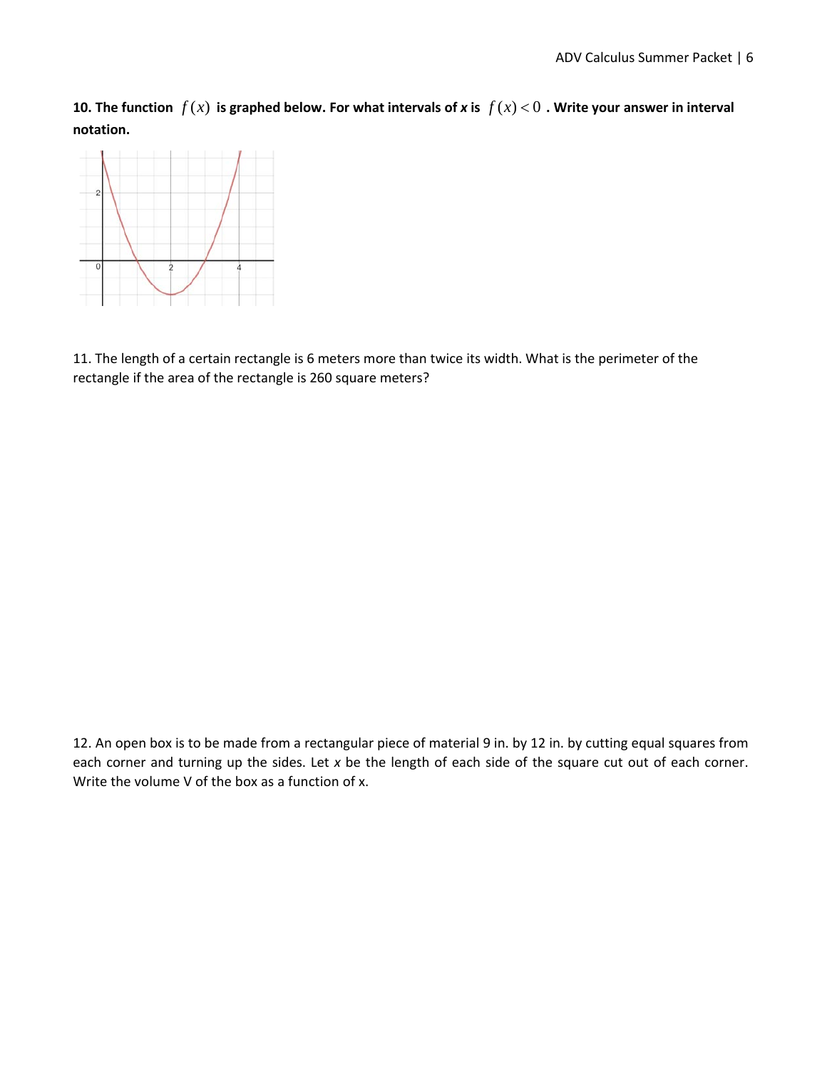**10. The function $f(x)$ is graphed below. For what intervals of *x* is $f(x) < 0$. Write your answer in interval notation.**

2

0

2

4

11. The length of a certain rectangle is 6 meters more than twice its width. What is the perimeter of the rectangle if the area of the rectangle is 260 square meters?

12. An open box is to be made from a rectangular piece of material 9 in. by 12 in. by cutting equal squares from each corner and turning up the sides. Let *x* be the length of each side of the square cut out of each corner. Write the volume V of the box as a function of x.